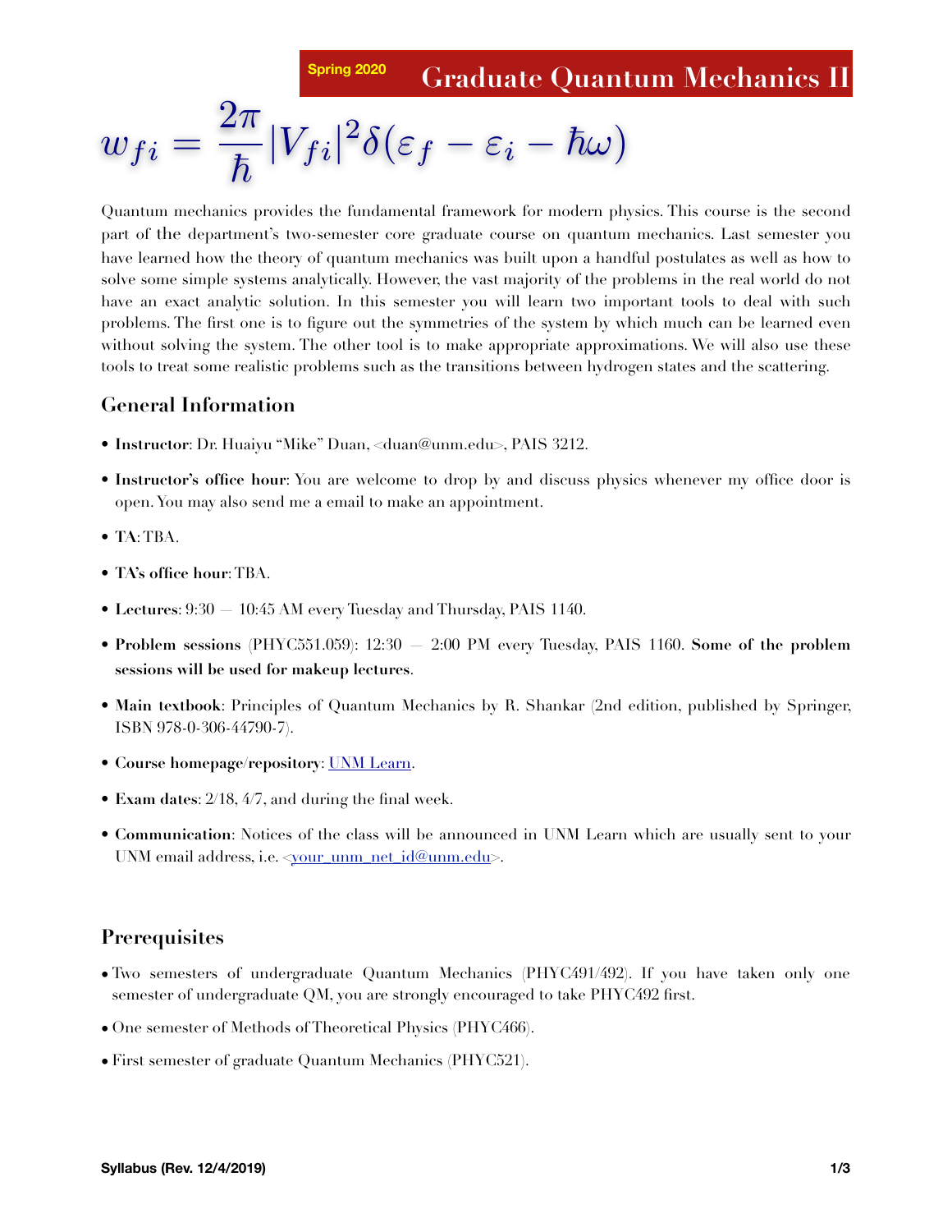Spring 2020

# Graduate Quantum Mechanics II

$$w_{fi} = \frac{2\pi}{\hbar} |V_{fi}|^2 \delta(\varepsilon_f - \varepsilon_i - \hbar\omega)$$

Quantum mechanics provides the fundamental framework for modern physics. This course is the second part of the department's two-semester core graduate course on quantum mechanics. Last semester you have learned how the theory of quantum mechanics was built upon a handful postulates as well as how to solve some simple systems analytically. However, the vast majority of the problems in the real world do not have an exact analytic solution. In this semester you will learn two important tools to deal with such problems. The first one is to figure out the symmetries of the system by which much can be learned even without solving the system. The other tool is to make appropriate approximations. We will also use these tools to treat some realistic problems such as the transitions between hydrogen states and the scattering.

## General Information

- **Instructor**: Dr. Huaiyu "Mike" Duan, <duan@unm.edu>, PAIS 3212.
- **Instructor's office hour**: You are welcome to drop by and discuss physics whenever my office door is open. You may also send me a email to make an appointment.
- **TA**: TBA.
- **TA's office hour**: TBA.
- **Lectures**: 9:30 — 10:45 AM every Tuesday and Thursday, PAIS 1140.
- **Problem sessions** (PHYC551.059): 12:30 — 2:00 PM every Tuesday, PAIS 1160. **Some of the problem sessions will be used for makeup lectures**.
- **Main textbook**: Principles of Quantum Mechanics by R. Shankar (2nd edition, published by Springer, ISBN 978-0-306-44790-7).
- **Course homepage/repository**: UNM Learn.
- **Exam dates**: 2/18, 4/7, and during the final week.
- **Communication**: Notices of the class will be announced in UNM Learn which are usually sent to your UNM email address, i.e. <your_unm_net_id@unm.edu>.

## Prerequisites

- Two semesters of undergraduate Quantum Mechanics (PHYC491/492). If you have taken only one semester of undergraduate QM, you are strongly encouraged to take PHYC492 first.
- One semester of Methods of Theoretical Physics (PHYC466).
- First semester of graduate Quantum Mechanics (PHYC521).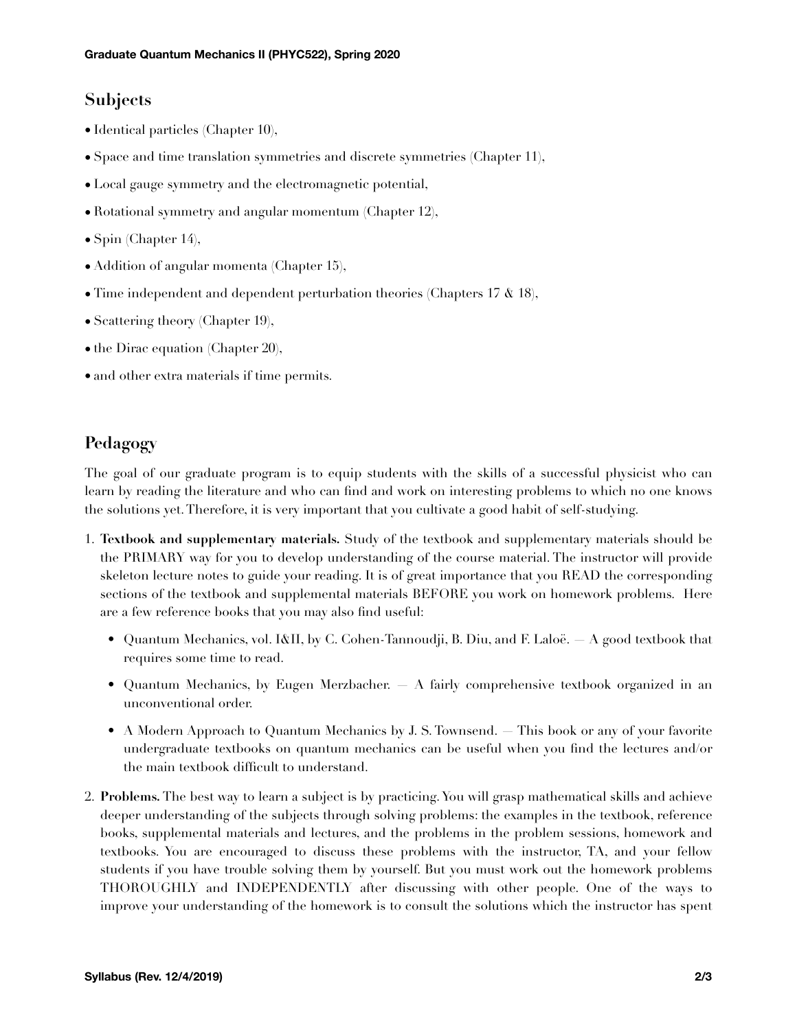## Subjects

- Identical particles (Chapter 10),
- Space and time translation symmetries and discrete symmetries (Chapter 11),
- Local gauge symmetry and the electromagnetic potential,
- Rotational symmetry and angular momentum (Chapter 12),
- Spin (Chapter 14),
- Addition of angular momenta (Chapter 15),
- Time independent and dependent perturbation theories (Chapters 17 & 18),
- Scattering theory (Chapter 19),
- the Dirac equation (Chapter 20),
- and other extra materials if time permits.

## Pedagogy

The goal of our graduate program is to equip students with the skills of a successful physicist who can learn by reading the literature and who can find and work on interesting problems to which no one knows the solutions yet. Therefore, it is very important that you cultivate a good habit of self-studying.

1. **Textbook and supplementary materials.** Study of the textbook and supplementary materials should be the PRIMARY way for you to develop understanding of the course material. The instructor will provide skeleton lecture notes to guide your reading. It is of great importance that you READ the corresponding sections of the textbook and supplemental materials BEFORE you work on homework problems. Here are a few reference books that you may also find useful:
   - Quantum Mechanics, vol. I&II, by C. Cohen-Tannoudji, B. Diu, and F. Laloë. — A good textbook that requires some time to read.
   - Quantum Mechanics, by Eugen Merzbacher. — A fairly comprehensive textbook organized in an unconventional order.
   - A Modern Approach to Quantum Mechanics by J. S. Townsend. — This book or any of your favorite undergraduate textbooks on quantum mechanics can be useful when you find the lectures and/or the main textbook difficult to understand.
2. **Problems.** The best way to learn a subject is by practicing. You will grasp mathematical skills and achieve deeper understanding of the subjects through solving problems: the examples in the textbook, reference books, supplemental materials and lectures, and the problems in the problem sessions, homework and textbooks. You are encouraged to discuss these problems with the instructor, TA, and your fellow students if you have trouble solving them by yourself. But you must work out the homework problems THOROUGHLY and INDEPENDENTLY after discussing with other people. One of the ways to improve your understanding of the homework is to consult the solutions which the instructor has spent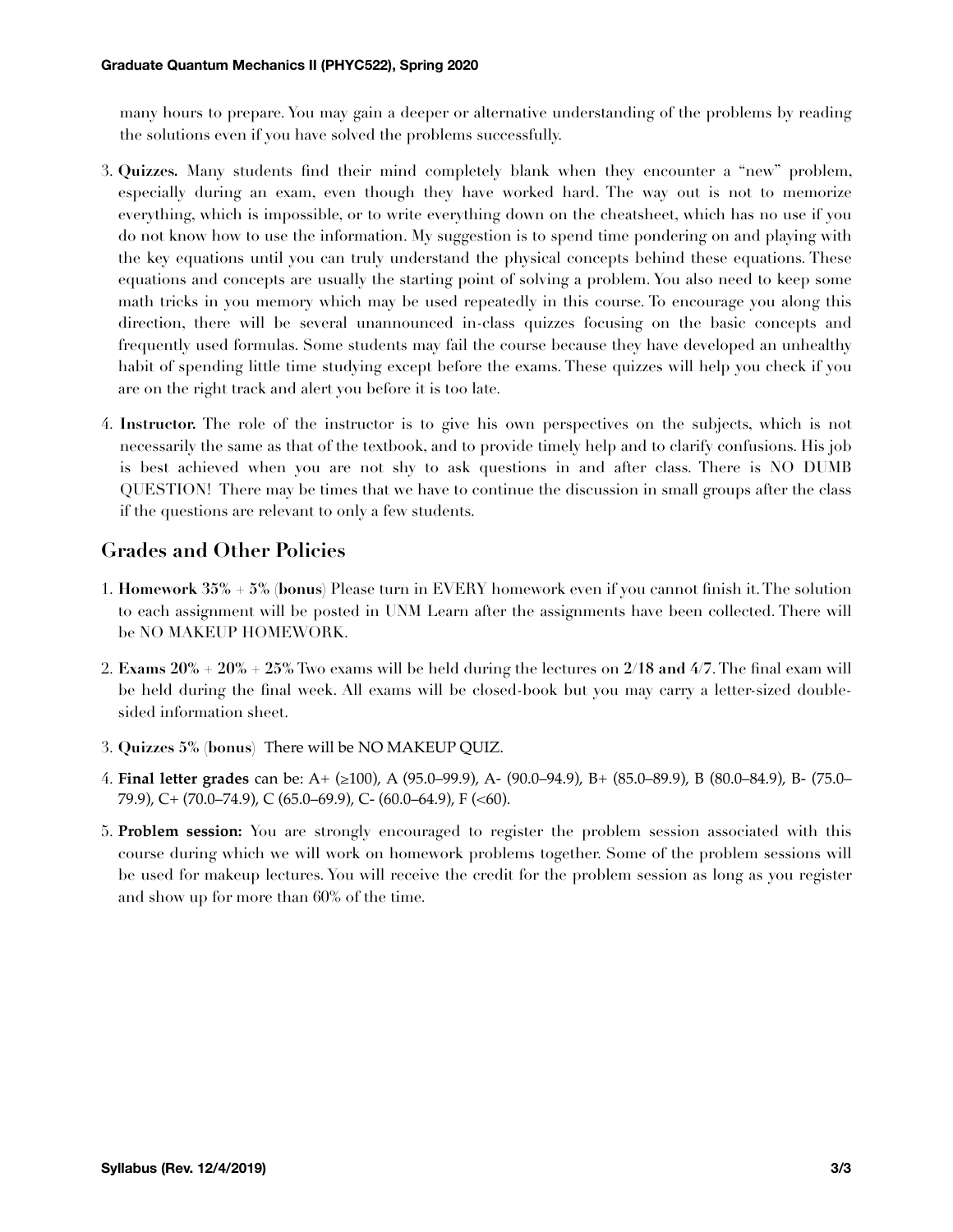many hours to prepare. You may gain a deeper or alternative understanding of the problems by reading the solutions even if you have solved the problems successfully.

3. **Quizzes.** Many students find their mind completely blank when they encounter a "new" problem, especially during an exam, even though they have worked hard. The way out is not to memorize everything, which is impossible, or to write everything down on the cheatsheet, which has no use if you do not know how to use the information. My suggestion is to spend time pondering on and playing with the key equations until you can truly understand the physical concepts behind these equations. These equations and concepts are usually the starting point of solving a problem. You also need to keep some math tricks in you memory which may be used repeatedly in this course. To encourage you along this direction, there will be several unannounced in-class quizzes focusing on the basic concepts and frequently used formulas. Some students may fail the course because they have developed an unhealthy habit of spending little time studying except before the exams. These quizzes will help you check if you are on the right track and alert you before it is too late.

4. **Instructor.** The role of the instructor is to give his own perspectives on the subjects, which is not necessarily the same as that of the textbook, and to provide timely help and to clarify confusions. His job is best achieved when you are not shy to ask questions in and after class. There is NO DUMB QUESTION! There may be times that we have to continue the discussion in small groups after the class if the questions are relevant to only a few students.

## Grades and Other Policies

1. **Homework 35% + 5% (bonus)** Please turn in EVERY homework even if you cannot finish it. The solution to each assignment will be posted in UNM Learn after the assignments have been collected. There will be NO MAKEUP HOMEWORK.

2. **Exams 20% + 20% + 25%** Two exams will be held during the lectures on **2/18 and 4/7**. The final exam will be held during the final week. All exams will be closed-book but you may carry a letter-sized double-sided information sheet.

3. **Quizzes 5% (bonus)** There will be NO MAKEUP QUIZ.

4. **Final letter grades** can be: A+ (≥100), A (95.0–99.9), A- (90.0–94.9), B+ (85.0–89.9), B (80.0–84.9), B- (75.0–79.9), C+ (70.0–74.9), C (65.0–69.9), C- (60.0–64.9), F (<60).

5. **Problem session:** You are strongly encouraged to register the problem session associated with this course during which we will work on homework problems together. Some of the problem sessions will be used for makeup lectures. You will receive the credit for the problem session as long as you register and show up for more than 60% of the time.